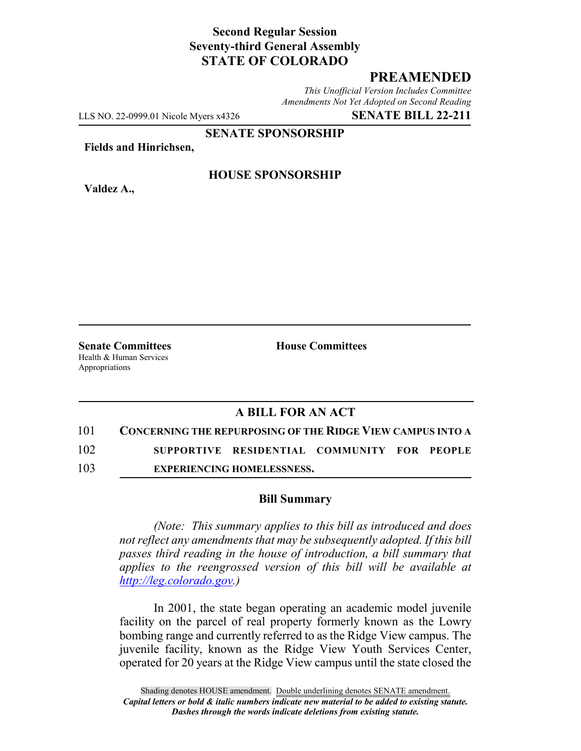**Second Regular Session**
**Seventy-third General Assembly**
**STATE OF COLORADO**

# PREAMENDED

*This Unofficial Version Includes Committee Amendments Not Yet Adopted on Second Reading*

LLS NO. 22-0999.01 Nicole Myers x4326 **SENATE BILL 22-211**

**SENATE SPONSORSHIP**

**Fields and Hinrichsen,**

**HOUSE SPONSORSHIP**

**Valdez A.,**

**Senate Committees**
Health & Human Services
Appropriations

**House Committees**

## A BILL FOR AN ACT

101 **CONCERNING THE REPURPOSING OF THE RIDGE VIEW CAMPUS INTO A**
102 **SUPPORTIVE RESIDENTIAL COMMUNITY FOR PEOPLE**
103 **EXPERIENCING HOMELESSNESS.**

### Bill Summary

*(Note: This summary applies to this bill as introduced and does not reflect any amendments that may be subsequently adopted. If this bill passes third reading in the house of introduction, a bill summary that applies to the reengrossed version of this bill will be available at http://leg.colorado.gov.)*

In 2001, the state began operating an academic model juvenile facility on the parcel of real property formerly known as the Lowry bombing range and currently referred to as the Ridge View campus. The juvenile facility, known as the Ridge View Youth Services Center, operated for 20 years at the Ridge View campus until the state closed the

Shading denotes HOUSE amendment. Double underlining denotes SENATE amendment.
*Capital letters or bold & italic numbers indicate new material to be added to existing statute.*
*Dashes through the words indicate deletions from existing statute.*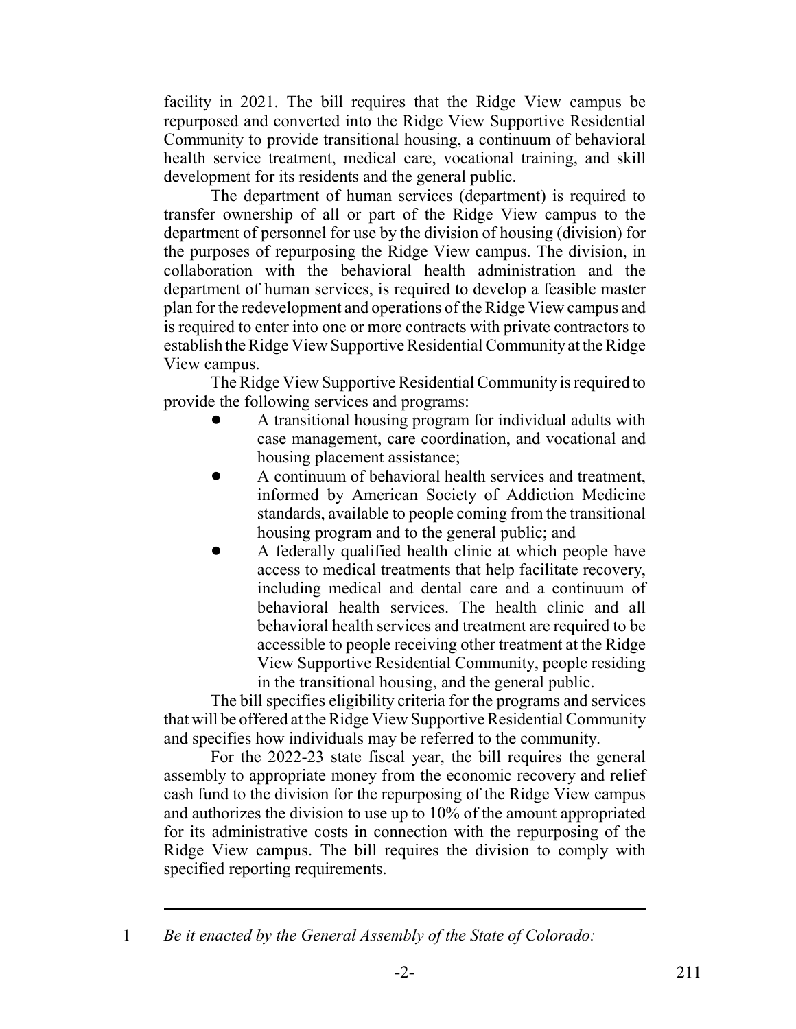facility in 2021. The bill requires that the Ridge View campus be repurposed and converted into the Ridge View Supportive Residential Community to provide transitional housing, a continuum of behavioral health service treatment, medical care, vocational training, and skill development for its residents and the general public.

The department of human services (department) is required to transfer ownership of all or part of the Ridge View campus to the department of personnel for use by the division of housing (division) for the purposes of repurposing the Ridge View campus. The division, in collaboration with the behavioral health administration and the department of human services, is required to develop a feasible master plan for the redevelopment and operations of the Ridge View campus and is required to enter into one or more contracts with private contractors to establish the Ridge View Supportive Residential Community at the Ridge View campus.

The Ridge View Supportive Residential Community is required to provide the following services and programs:

- A transitional housing program for individual adults with case management, care coordination, and vocational and housing placement assistance;
- A continuum of behavioral health services and treatment, informed by American Society of Addiction Medicine standards, available to people coming from the transitional housing program and to the general public; and
- A federally qualified health clinic at which people have access to medical treatments that help facilitate recovery, including medical and dental care and a continuum of behavioral health services. The health clinic and all behavioral health services and treatment are required to be accessible to people receiving other treatment at the Ridge View Supportive Residential Community, people residing in the transitional housing, and the general public.

The bill specifies eligibility criteria for the programs and services that will be offered at the Ridge View Supportive Residential Community and specifies how individuals may be referred to the community.

For the 2022-23 state fiscal year, the bill requires the general assembly to appropriate money from the economic recovery and relief cash fund to the division for the repurposing of the Ridge View campus and authorizes the division to use up to 10% of the amount appropriated for its administrative costs in connection with the repurposing of the Ridge View campus. The bill requires the division to comply with specified reporting requirements.

---

1 *Be it enacted by the General Assembly of the State of Colorado:*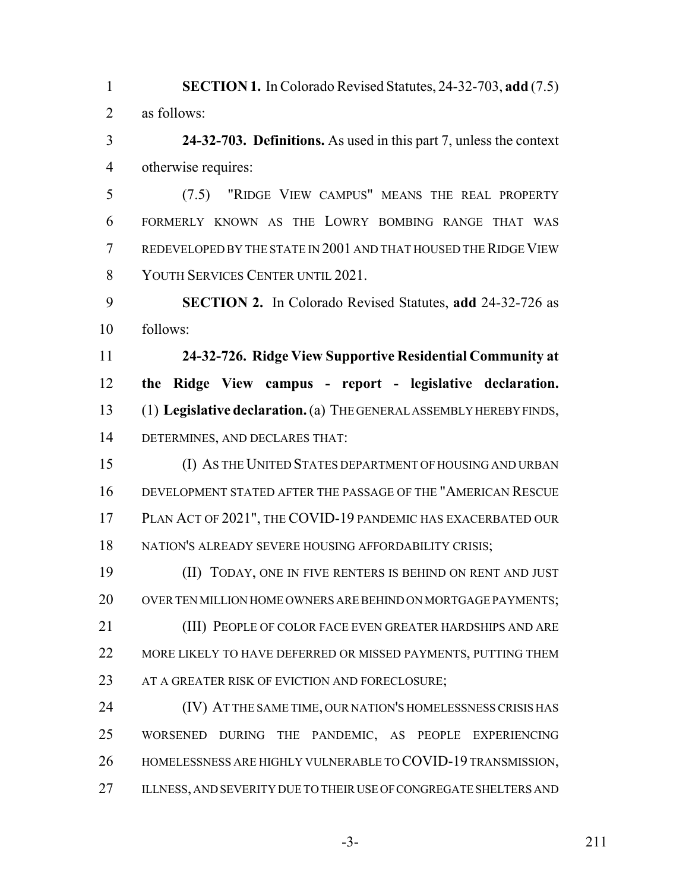**SECTION 1.** In Colorado Revised Statutes, 24-32-703, **add** (7.5) as follows:

**24-32-703. Definitions.** As used in this part 7, unless the context otherwise requires:

(7.5) "RIDGE VIEW CAMPUS" MEANS THE REAL PROPERTY FORMERLY KNOWN AS THE LOWRY BOMBING RANGE THAT WAS REDEVELOPED BY THE STATE IN 2001 AND THAT HOUSED THE RIDGE VIEW YOUTH SERVICES CENTER UNTIL 2021.

**SECTION 2.** In Colorado Revised Statutes, **add** 24-32-726 as follows:

**24-32-726. Ridge View Supportive Residential Community at the Ridge View campus - report - legislative declaration.** (1) **Legislative declaration.** (a) THE GENERAL ASSEMBLY HEREBY FINDS, DETERMINES, AND DECLARES THAT:

(I) AS THE UNITED STATES DEPARTMENT OF HOUSING AND URBAN DEVELOPMENT STATED AFTER THE PASSAGE OF THE "AMERICAN RESCUE PLAN ACT OF 2021", THE COVID-19 PANDEMIC HAS EXACERBATED OUR NATION'S ALREADY SEVERE HOUSING AFFORDABILITY CRISIS;

(II) TODAY, ONE IN FIVE RENTERS IS BEHIND ON RENT AND JUST OVER TEN MILLION HOME OWNERS ARE BEHIND ON MORTGAGE PAYMENTS;

(III) PEOPLE OF COLOR FACE EVEN GREATER HARDSHIPS AND ARE MORE LIKELY TO HAVE DEFERRED OR MISSED PAYMENTS, PUTTING THEM AT A GREATER RISK OF EVICTION AND FORECLOSURE;

(IV) AT THE SAME TIME, OUR NATION'S HOMELESSNESS CRISIS HAS WORSENED DURING THE PANDEMIC, AS PEOPLE EXPERIENCING HOMELESSNESS ARE HIGHLY VULNERABLE TO COVID-19 TRANSMISSION, ILLNESS, AND SEVERITY DUE TO THEIR USE OF CONGREGATE SHELTERS AND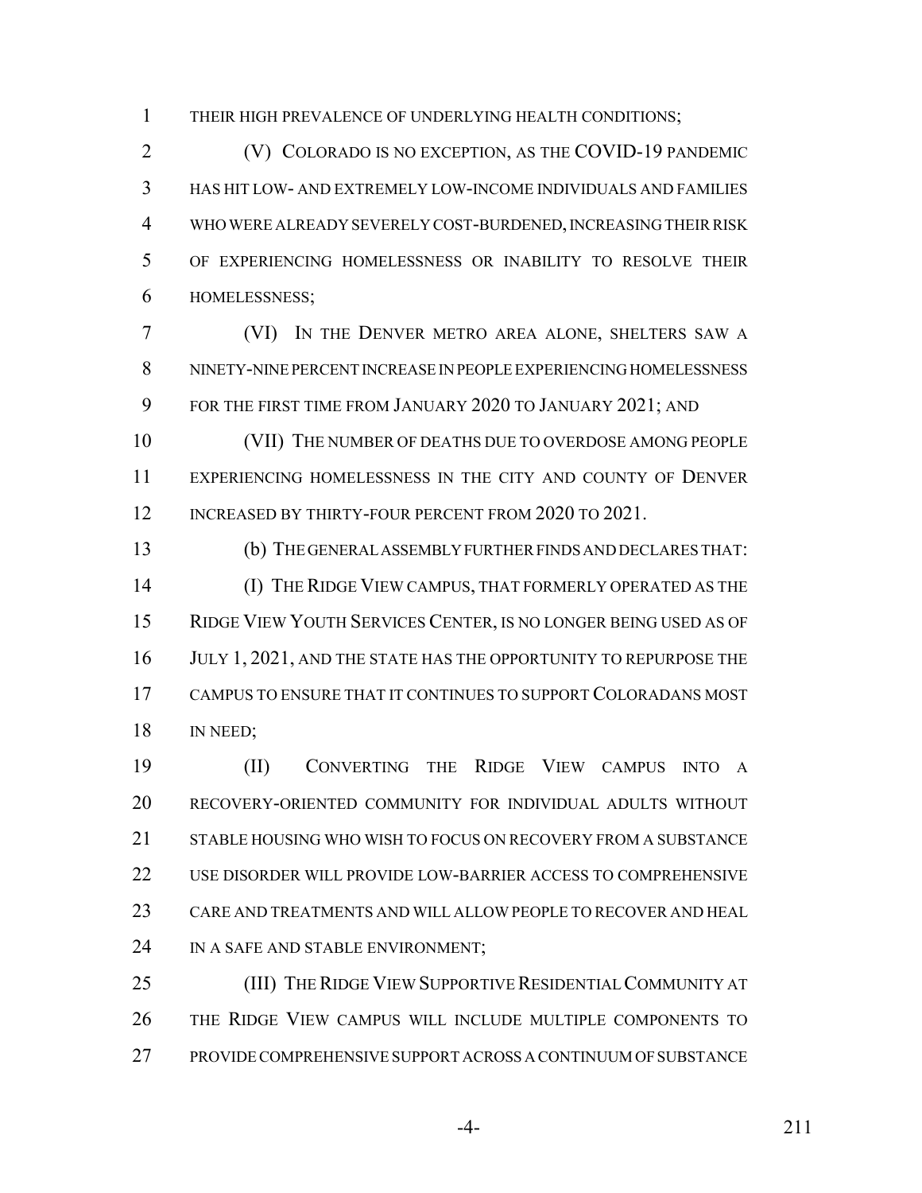THEIR HIGH PREVALENCE OF UNDERLYING HEALTH CONDITIONS;

(V) COLORADO IS NO EXCEPTION, AS THE COVID-19 PANDEMIC HAS HIT LOW- AND EXTREMELY LOW-INCOME INDIVIDUALS AND FAMILIES WHO WERE ALREADY SEVERELY COST-BURDENED, INCREASING THEIR RISK OF EXPERIENCING HOMELESSNESS OR INABILITY TO RESOLVE THEIR HOMELESSNESS;

(VI) IN THE DENVER METRO AREA ALONE, SHELTERS SAW A NINETY-NINE PERCENT INCREASE IN PEOPLE EXPERIENCING HOMELESSNESS FOR THE FIRST TIME FROM JANUARY 2020 TO JANUARY 2021; AND

(VII) THE NUMBER OF DEATHS DUE TO OVERDOSE AMONG PEOPLE EXPERIENCING HOMELESSNESS IN THE CITY AND COUNTY OF DENVER INCREASED BY THIRTY-FOUR PERCENT FROM 2020 TO 2021.

(b) THE GENERAL ASSEMBLY FURTHER FINDS AND DECLARES THAT:

(I) THE RIDGE VIEW CAMPUS, THAT FORMERLY OPERATED AS THE RIDGE VIEW YOUTH SERVICES CENTER, IS NO LONGER BEING USED AS OF JULY 1, 2021, AND THE STATE HAS THE OPPORTUNITY TO REPURPOSE THE CAMPUS TO ENSURE THAT IT CONTINUES TO SUPPORT COLORADANS MOST IN NEED;

(II) CONVERTING THE RIDGE VIEW CAMPUS INTO A RECOVERY-ORIENTED COMMUNITY FOR INDIVIDUAL ADULTS WITHOUT STABLE HOUSING WHO WISH TO FOCUS ON RECOVERY FROM A SUBSTANCE USE DISORDER WILL PROVIDE LOW-BARRIER ACCESS TO COMPREHENSIVE CARE AND TREATMENTS AND WILL ALLOW PEOPLE TO RECOVER AND HEAL IN A SAFE AND STABLE ENVIRONMENT;

(III) THE RIDGE VIEW SUPPORTIVE RESIDENTIAL COMMUNITY AT THE RIDGE VIEW CAMPUS WILL INCLUDE MULTIPLE COMPONENTS TO PROVIDE COMPREHENSIVE SUPPORT ACROSS A CONTINUUM OF SUBSTANCE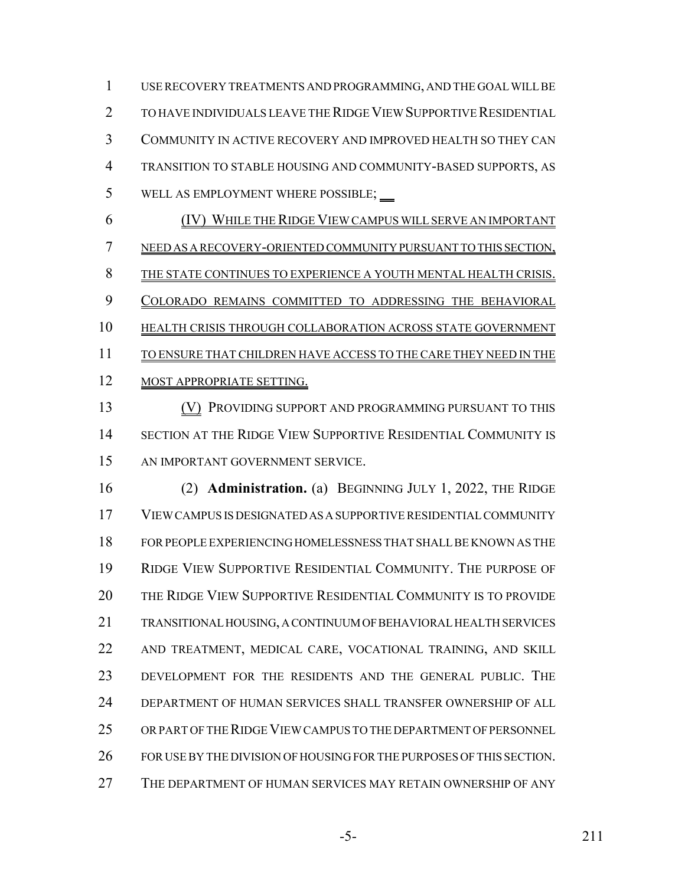USE RECOVERY TREATMENTS AND PROGRAMMING, AND THE GOAL WILL BE TO HAVE INDIVIDUALS LEAVE THE RIDGE VIEW SUPPORTIVE RESIDENTIAL COMMUNITY IN ACTIVE RECOVERY AND IMPROVED HEALTH SO THEY CAN TRANSITION TO STABLE HOUSING AND COMMUNITY-BASED SUPPORTS, AS WELL AS EMPLOYMENT WHERE POSSIBLE;

(IV) WHILE THE RIDGE VIEW CAMPUS WILL SERVE AN IMPORTANT NEED AS A RECOVERY-ORIENTED COMMUNITY PURSUANT TO THIS SECTION, THE STATE CONTINUES TO EXPERIENCE A YOUTH MENTAL HEALTH CRISIS. COLORADO REMAINS COMMITTED TO ADDRESSING THE BEHAVIORAL HEALTH CRISIS THROUGH COLLABORATION ACROSS STATE GOVERNMENT TO ENSURE THAT CHILDREN HAVE ACCESS TO THE CARE THEY NEED IN THE MOST APPROPRIATE SETTING.

(V) PROVIDING SUPPORT AND PROGRAMMING PURSUANT TO THIS SECTION AT THE RIDGE VIEW SUPPORTIVE RESIDENTIAL COMMUNITY IS AN IMPORTANT GOVERNMENT SERVICE.

(2) **Administration.** (a) BEGINNING JULY 1, 2022, THE RIDGE VIEW CAMPUS IS DESIGNATED AS A SUPPORTIVE RESIDENTIAL COMMUNITY FOR PEOPLE EXPERIENCING HOMELESSNESS THAT SHALL BE KNOWN AS THE RIDGE VIEW SUPPORTIVE RESIDENTIAL COMMUNITY. THE PURPOSE OF THE RIDGE VIEW SUPPORTIVE RESIDENTIAL COMMUNITY IS TO PROVIDE TRANSITIONAL HOUSING, A CONTINUUM OF BEHAVIORAL HEALTH SERVICES AND TREATMENT, MEDICAL CARE, VOCATIONAL TRAINING, AND SKILL DEVELOPMENT FOR THE RESIDENTS AND THE GENERAL PUBLIC. THE DEPARTMENT OF HUMAN SERVICES SHALL TRANSFER OWNERSHIP OF ALL OR PART OF THE RIDGE VIEW CAMPUS TO THE DEPARTMENT OF PERSONNEL FOR USE BY THE DIVISION OF HOUSING FOR THE PURPOSES OF THIS SECTION. THE DEPARTMENT OF HUMAN SERVICES MAY RETAIN OWNERSHIP OF ANY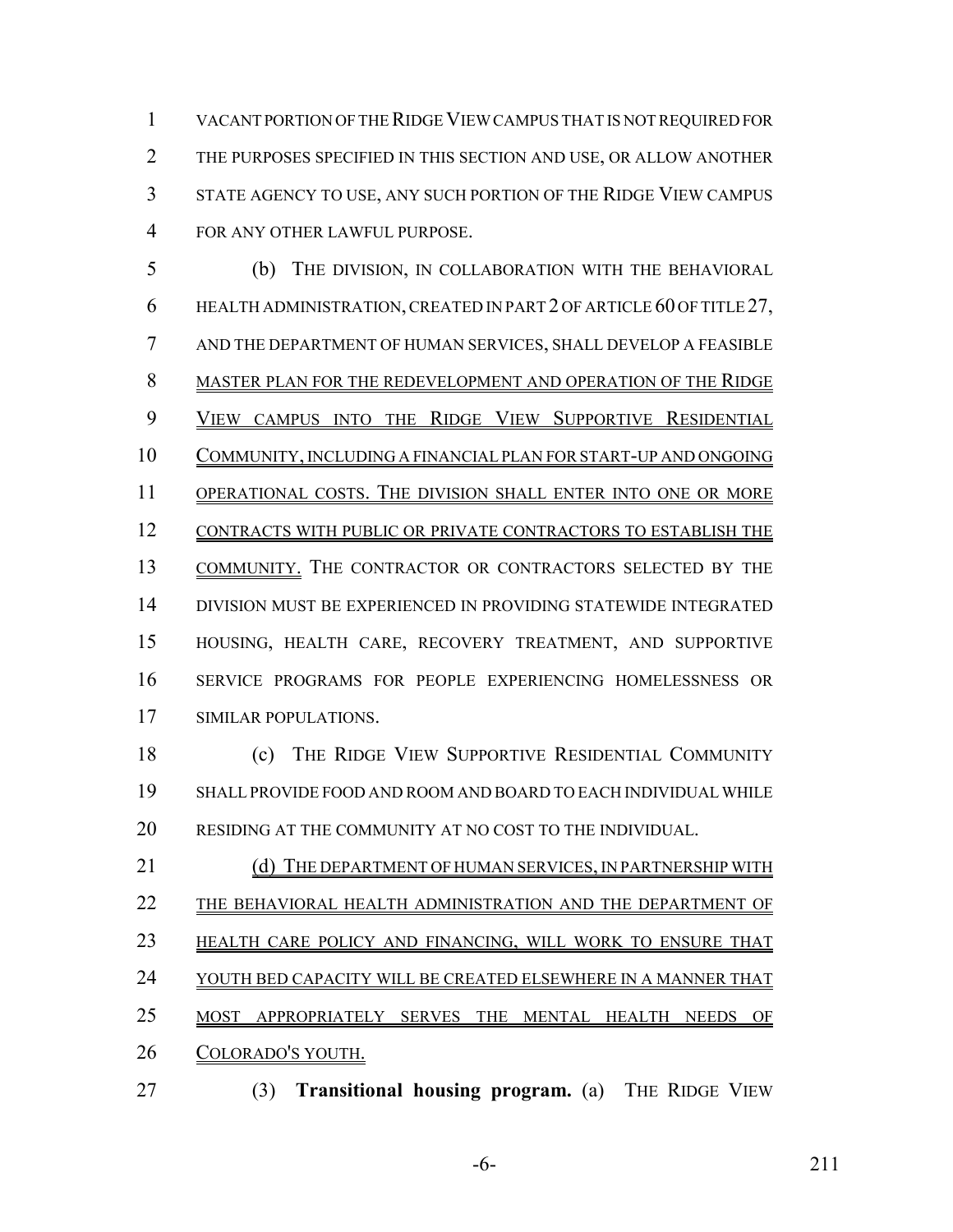VACANT PORTION OF THE RIDGE VIEW CAMPUS THAT IS NOT REQUIRED FOR THE PURPOSES SPECIFIED IN THIS SECTION AND USE, OR ALLOW ANOTHER STATE AGENCY TO USE, ANY SUCH PORTION OF THE RIDGE VIEW CAMPUS FOR ANY OTHER LAWFUL PURPOSE.

(b) THE DIVISION, IN COLLABORATION WITH THE BEHAVIORAL HEALTH ADMINISTRATION, CREATED IN PART 2 OF ARTICLE 60 OF TITLE 27, AND THE DEPARTMENT OF HUMAN SERVICES, SHALL DEVELOP A FEASIBLE MASTER PLAN FOR THE REDEVELOPMENT AND OPERATION OF THE RIDGE VIEW CAMPUS INTO THE RIDGE VIEW SUPPORTIVE RESIDENTIAL COMMUNITY, INCLUDING A FINANCIAL PLAN FOR START-UP AND ONGOING OPERATIONAL COSTS. THE DIVISION SHALL ENTER INTO ONE OR MORE CONTRACTS WITH PUBLIC OR PRIVATE CONTRACTORS TO ESTABLISH THE COMMUNITY. THE CONTRACTOR OR CONTRACTORS SELECTED BY THE DIVISION MUST BE EXPERIENCED IN PROVIDING STATEWIDE INTEGRATED HOUSING, HEALTH CARE, RECOVERY TREATMENT, AND SUPPORTIVE SERVICE PROGRAMS FOR PEOPLE EXPERIENCING HOMELESSNESS OR SIMILAR POPULATIONS.

(c) THE RIDGE VIEW SUPPORTIVE RESIDENTIAL COMMUNITY SHALL PROVIDE FOOD AND ROOM AND BOARD TO EACH INDIVIDUAL WHILE RESIDING AT THE COMMUNITY AT NO COST TO THE INDIVIDUAL.

(d) THE DEPARTMENT OF HUMAN SERVICES, IN PARTNERSHIP WITH THE BEHAVIORAL HEALTH ADMINISTRATION AND THE DEPARTMENT OF HEALTH CARE POLICY AND FINANCING, WILL WORK TO ENSURE THAT YOUTH BED CAPACITY WILL BE CREATED ELSEWHERE IN A MANNER THAT MOST APPROPRIATELY SERVES THE MENTAL HEALTH NEEDS OF COLORADO'S YOUTH.

(3) **Transitional housing program.** (a) THE RIDGE VIEW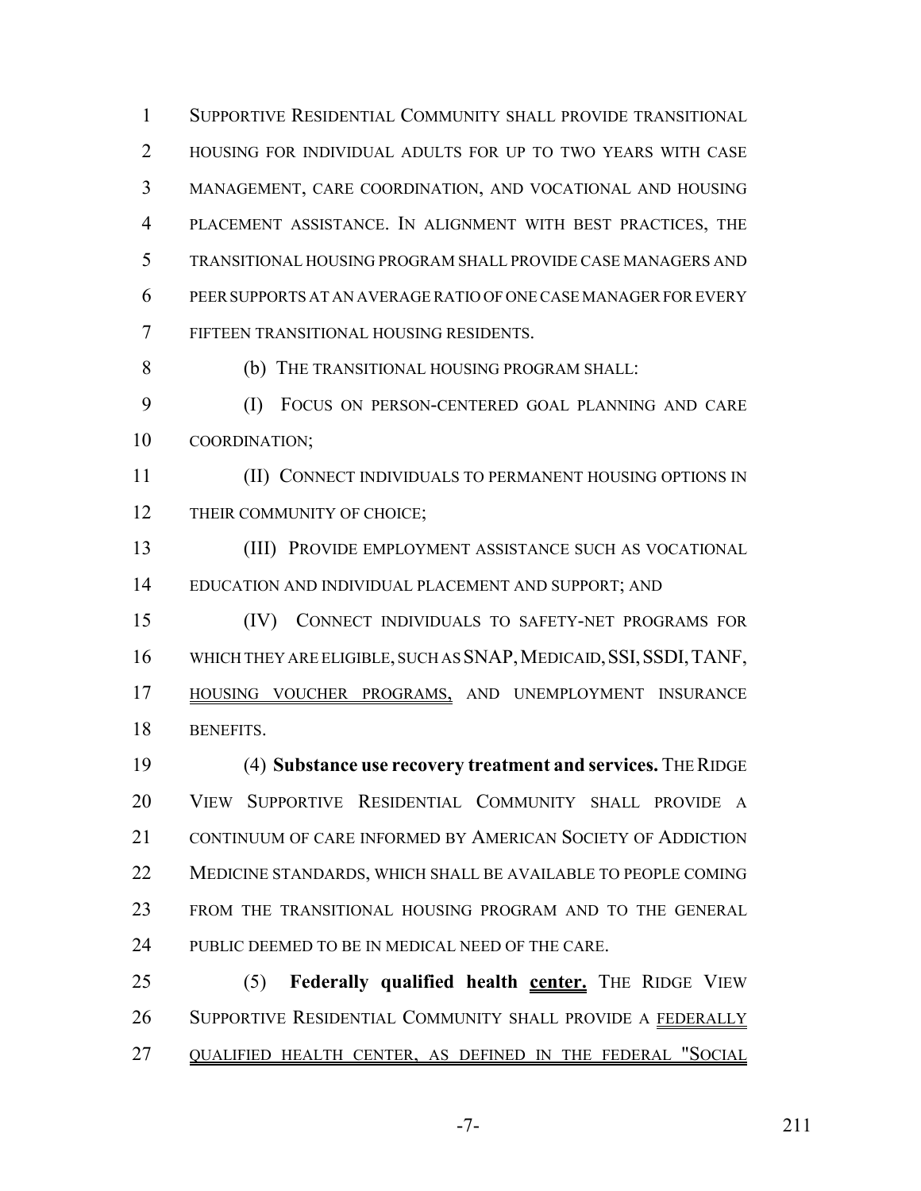SUPPORTIVE RESIDENTIAL COMMUNITY SHALL PROVIDE TRANSITIONAL HOUSING FOR INDIVIDUAL ADULTS FOR UP TO TWO YEARS WITH CASE MANAGEMENT, CARE COORDINATION, AND VOCATIONAL AND HOUSING PLACEMENT ASSISTANCE. IN ALIGNMENT WITH BEST PRACTICES, THE TRANSITIONAL HOUSING PROGRAM SHALL PROVIDE CASE MANAGERS AND PEER SUPPORTS AT AN AVERAGE RATIO OF ONE CASE MANAGER FOR EVERY FIFTEEN TRANSITIONAL HOUSING RESIDENTS.

(b) THE TRANSITIONAL HOUSING PROGRAM SHALL:

(I) FOCUS ON PERSON-CENTERED GOAL PLANNING AND CARE COORDINATION;

(II) CONNECT INDIVIDUALS TO PERMANENT HOUSING OPTIONS IN THEIR COMMUNITY OF CHOICE;

(III) PROVIDE EMPLOYMENT ASSISTANCE SUCH AS VOCATIONAL EDUCATION AND INDIVIDUAL PLACEMENT AND SUPPORT; AND

(IV) CONNECT INDIVIDUALS TO SAFETY-NET PROGRAMS FOR WHICH THEY ARE ELIGIBLE, SUCH AS SNAP, MEDICAID, SSI, SSDI, TANF, HOUSING VOUCHER PROGRAMS, AND UNEMPLOYMENT INSURANCE BENEFITS.

(4) **Substance use recovery treatment and services.** THE RIDGE VIEW SUPPORTIVE RESIDENTIAL COMMUNITY SHALL PROVIDE A CONTINUUM OF CARE INFORMED BY AMERICAN SOCIETY OF ADDICTION MEDICINE STANDARDS, WHICH SHALL BE AVAILABLE TO PEOPLE COMING FROM THE TRANSITIONAL HOUSING PROGRAM AND TO THE GENERAL PUBLIC DEEMED TO BE IN MEDICAL NEED OF THE CARE.

(5) **Federally qualified health center.** THE RIDGE VIEW SUPPORTIVE RESIDENTIAL COMMUNITY SHALL PROVIDE A FEDERALLY QUALIFIED HEALTH CENTER, AS DEFINED IN THE FEDERAL "SOCIAL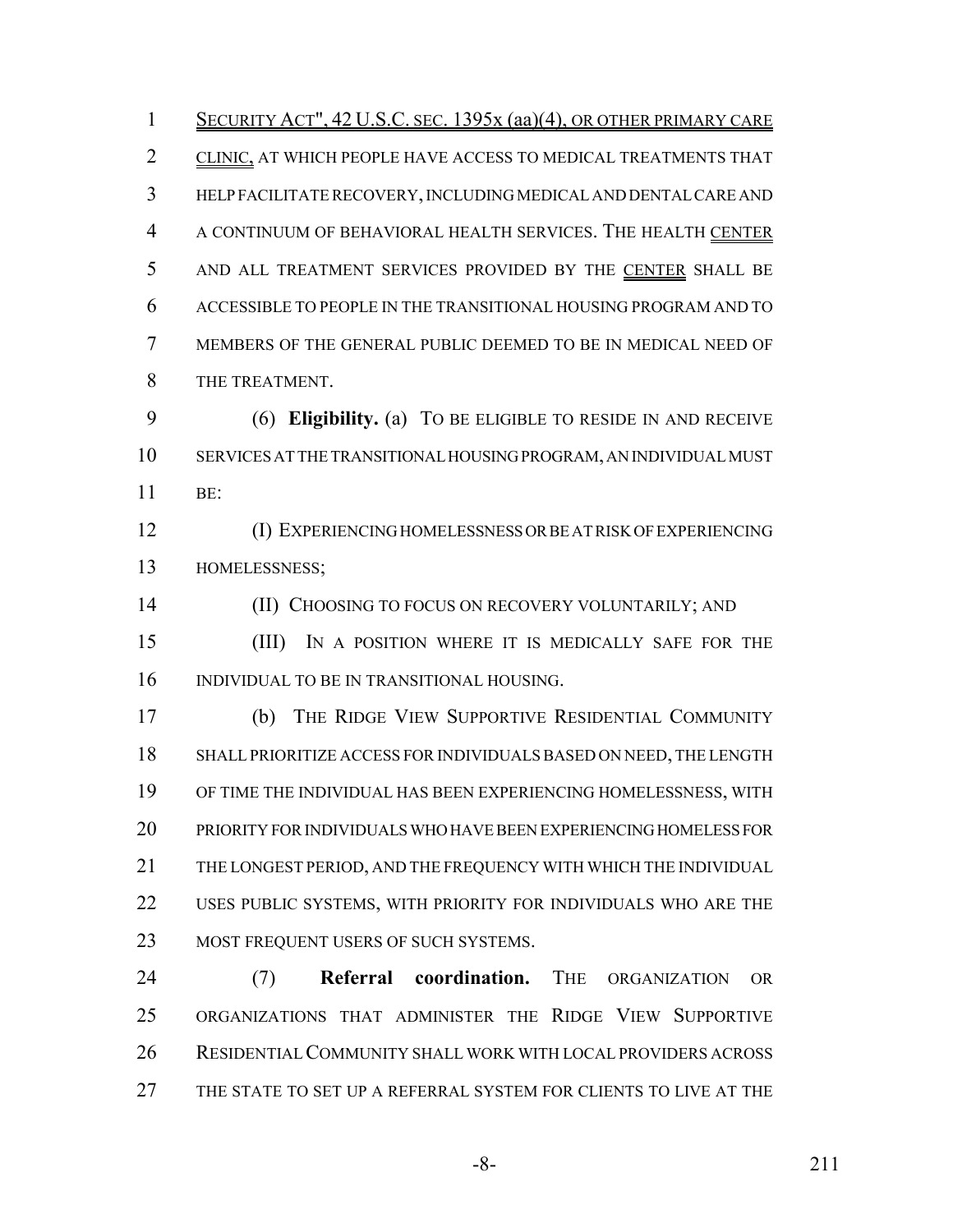SECURITY ACT", 42 U.S.C. SEC. 1395x (aa)(4), OR OTHER PRIMARY CARE CLINIC, AT WHICH PEOPLE HAVE ACCESS TO MEDICAL TREATMENTS THAT HELP FACILITATE RECOVERY, INCLUDING MEDICAL AND DENTAL CARE AND A CONTINUUM OF BEHAVIORAL HEALTH SERVICES. THE HEALTH CENTER AND ALL TREATMENT SERVICES PROVIDED BY THE CENTER SHALL BE ACCESSIBLE TO PEOPLE IN THE TRANSITIONAL HOUSING PROGRAM AND TO MEMBERS OF THE GENERAL PUBLIC DEEMED TO BE IN MEDICAL NEED OF THE TREATMENT.

(6) **Eligibility.** (a) TO BE ELIGIBLE TO RESIDE IN AND RECEIVE SERVICES AT THE TRANSITIONAL HOUSING PROGRAM, AN INDIVIDUAL MUST BE:

(I) EXPERIENCING HOMELESSNESS OR BE AT RISK OF EXPERIENCING HOMELESSNESS;

(II) CHOOSING TO FOCUS ON RECOVERY VOLUNTARILY; AND

(III) IN A POSITION WHERE IT IS MEDICALLY SAFE FOR THE INDIVIDUAL TO BE IN TRANSITIONAL HOUSING.

(b) THE RIDGE VIEW SUPPORTIVE RESIDENTIAL COMMUNITY SHALL PRIORITIZE ACCESS FOR INDIVIDUALS BASED ON NEED, THE LENGTH OF TIME THE INDIVIDUAL HAS BEEN EXPERIENCING HOMELESSNESS, WITH PRIORITY FOR INDIVIDUALS WHO HAVE BEEN EXPERIENCING HOMELESS FOR THE LONGEST PERIOD, AND THE FREQUENCY WITH WHICH THE INDIVIDUAL USES PUBLIC SYSTEMS, WITH PRIORITY FOR INDIVIDUALS WHO ARE THE MOST FREQUENT USERS OF SUCH SYSTEMS.

(7) **Referral coordination.** THE ORGANIZATION OR ORGANIZATIONS THAT ADMINISTER THE RIDGE VIEW SUPPORTIVE RESIDENTIAL COMMUNITY SHALL WORK WITH LOCAL PROVIDERS ACROSS THE STATE TO SET UP A REFERRAL SYSTEM FOR CLIENTS TO LIVE AT THE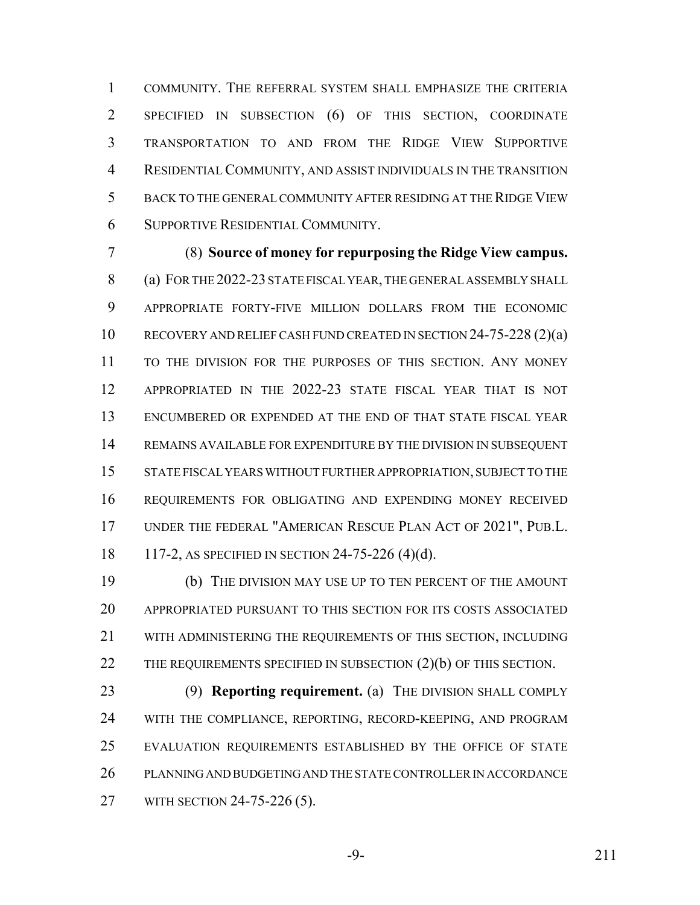COMMUNITY. THE REFERRAL SYSTEM SHALL EMPHASIZE THE CRITERIA SPECIFIED IN SUBSECTION (6) OF THIS SECTION, COORDINATE TRANSPORTATION TO AND FROM THE RIDGE VIEW SUPPORTIVE RESIDENTIAL COMMUNITY, AND ASSIST INDIVIDUALS IN THE TRANSITION BACK TO THE GENERAL COMMUNITY AFTER RESIDING AT THE RIDGE VIEW SUPPORTIVE RESIDENTIAL COMMUNITY.

(8) **Source of money for repurposing the Ridge View campus.** (a) FOR THE 2022-23 STATE FISCAL YEAR, THE GENERAL ASSEMBLY SHALL APPROPRIATE FORTY-FIVE MILLION DOLLARS FROM THE ECONOMIC RECOVERY AND RELIEF CASH FUND CREATED IN SECTION 24-75-228 (2)(a) TO THE DIVISION FOR THE PURPOSES OF THIS SECTION. ANY MONEY APPROPRIATED IN THE 2022-23 STATE FISCAL YEAR THAT IS NOT ENCUMBERED OR EXPENDED AT THE END OF THAT STATE FISCAL YEAR REMAINS AVAILABLE FOR EXPENDITURE BY THE DIVISION IN SUBSEQUENT STATE FISCAL YEARS WITHOUT FURTHER APPROPRIATION, SUBJECT TO THE REQUIREMENTS FOR OBLIGATING AND EXPENDING MONEY RECEIVED UNDER THE FEDERAL "AMERICAN RESCUE PLAN ACT OF 2021", PUB.L. 117-2, AS SPECIFIED IN SECTION 24-75-226 (4)(d).

(b) THE DIVISION MAY USE UP TO TEN PERCENT OF THE AMOUNT APPROPRIATED PURSUANT TO THIS SECTION FOR ITS COSTS ASSOCIATED WITH ADMINISTERING THE REQUIREMENTS OF THIS SECTION, INCLUDING THE REQUIREMENTS SPECIFIED IN SUBSECTION (2)(b) OF THIS SECTION.

(9) **Reporting requirement.** (a) THE DIVISION SHALL COMPLY WITH THE COMPLIANCE, REPORTING, RECORD-KEEPING, AND PROGRAM EVALUATION REQUIREMENTS ESTABLISHED BY THE OFFICE OF STATE PLANNING AND BUDGETING AND THE STATE CONTROLLER IN ACCORDANCE WITH SECTION 24-75-226 (5).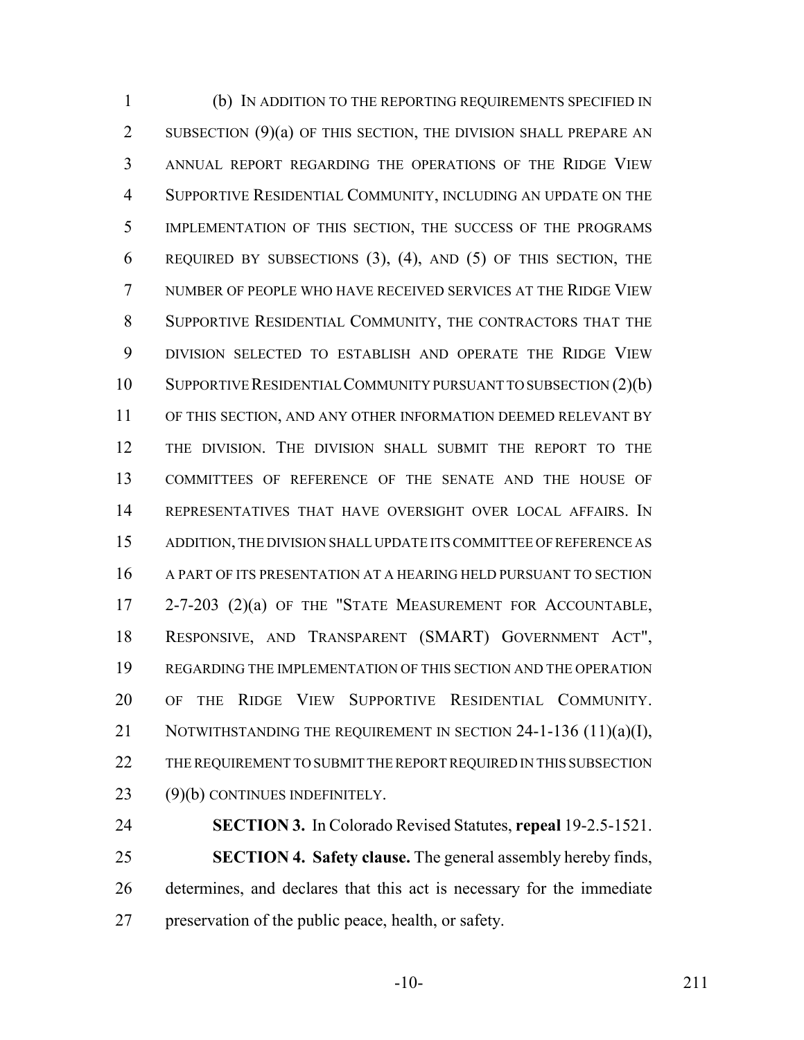(b) IN ADDITION TO THE REPORTING REQUIREMENTS SPECIFIED IN SUBSECTION (9)(a) OF THIS SECTION, THE DIVISION SHALL PREPARE AN ANNUAL REPORT REGARDING THE OPERATIONS OF THE RIDGE VIEW SUPPORTIVE RESIDENTIAL COMMUNITY, INCLUDING AN UPDATE ON THE IMPLEMENTATION OF THIS SECTION, THE SUCCESS OF THE PROGRAMS REQUIRED BY SUBSECTIONS (3), (4), AND (5) OF THIS SECTION, THE NUMBER OF PEOPLE WHO HAVE RECEIVED SERVICES AT THE RIDGE VIEW SUPPORTIVE RESIDENTIAL COMMUNITY, THE CONTRACTORS THAT THE DIVISION SELECTED TO ESTABLISH AND OPERATE THE RIDGE VIEW SUPPORTIVE RESIDENTIAL COMMUNITY PURSUANT TO SUBSECTION (2)(b) OF THIS SECTION, AND ANY OTHER INFORMATION DEEMED RELEVANT BY THE DIVISION. THE DIVISION SHALL SUBMIT THE REPORT TO THE COMMITTEES OF REFERENCE OF THE SENATE AND THE HOUSE OF REPRESENTATIVES THAT HAVE OVERSIGHT OVER LOCAL AFFAIRS. IN ADDITION, THE DIVISION SHALL UPDATE ITS COMMITTEE OF REFERENCE AS A PART OF ITS PRESENTATION AT A HEARING HELD PURSUANT TO SECTION 2-7-203 (2)(a) OF THE "STATE MEASUREMENT FOR ACCOUNTABLE, RESPONSIVE, AND TRANSPARENT (SMART) GOVERNMENT ACT", REGARDING THE IMPLEMENTATION OF THIS SECTION AND THE OPERATION OF THE RIDGE VIEW SUPPORTIVE RESIDENTIAL COMMUNITY. NOTWITHSTANDING THE REQUIREMENT IN SECTION 24-1-136 (11)(a)(I), THE REQUIREMENT TO SUBMIT THE REPORT REQUIRED IN THIS SUBSECTION (9)(b) CONTINUES INDEFINITELY.

**SECTION 3.** In Colorado Revised Statutes, **repeal** 19-2.5-1521.

**SECTION 4. Safety clause.** The general assembly hereby finds, determines, and declares that this act is necessary for the immediate preservation of the public peace, health, or safety.